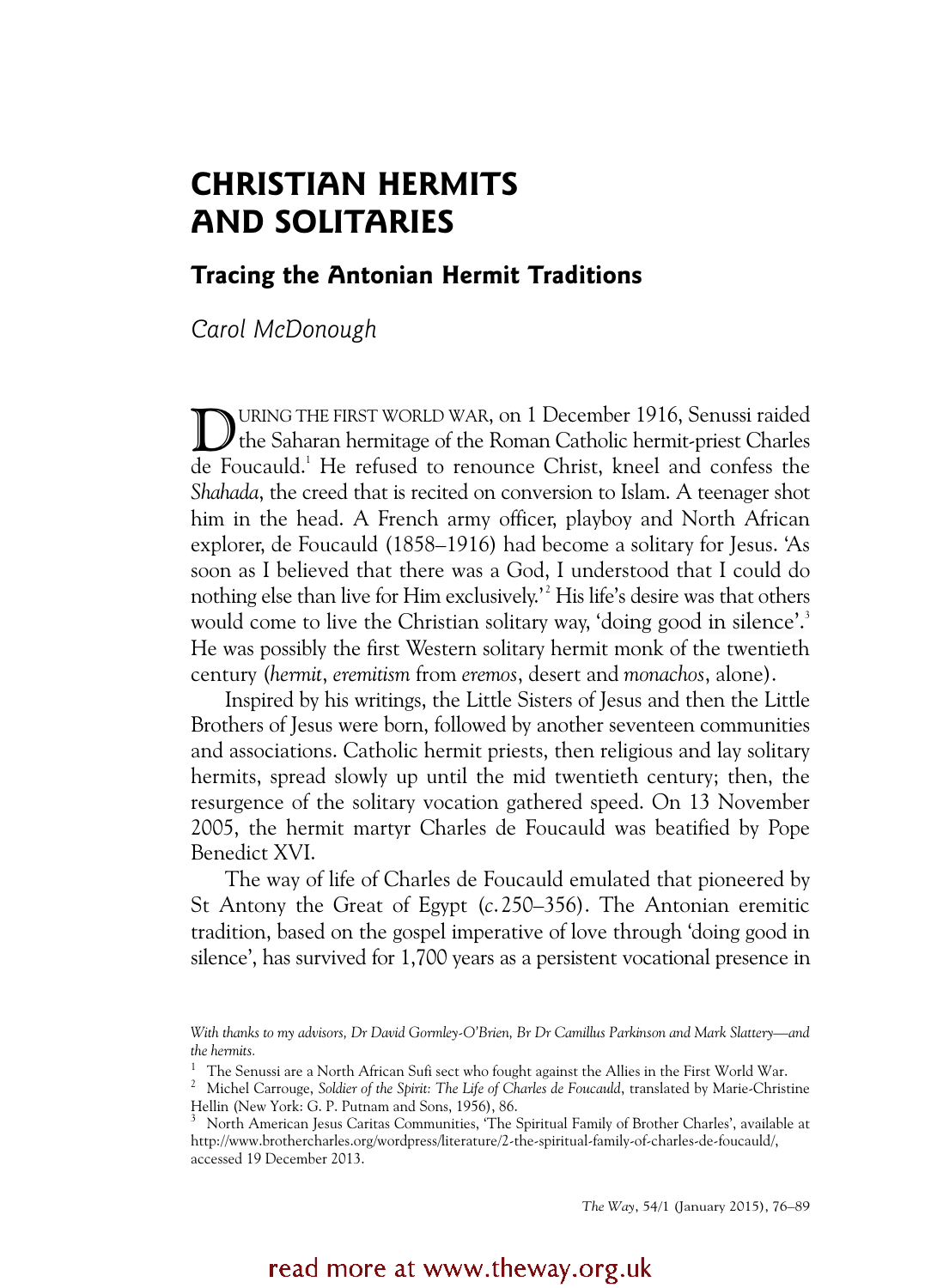# CHRISTIAN HERMITS AND SOLITARIES

## Tracing the Antonian Hermit Traditions

*Carol McDonough*

DURING THE FIRST WORLD WAR, on 1 December 1916, Senussi raided the Saharan hermitage of the Roman Catholic hermit-priest Charles de Foucauld.[1] He refused to renounce Christ, kneel and confess the *Shahada*, the creed that is recited on conversion to Islam. A teenager shot him in the head. A French army officer, playboy and North African explorer, de Foucauld (1858–1916) had become a solitary for Jesus. 'As soon as I believed that there was a God, I understood that I could do nothing else than live for Him exclusively.'[2] His life's desire was that others would come to live the Christian solitary way, 'doing good in silence'.[3] He was possibly the first Western solitary hermit monk of the twentieth century (*hermit*, *eremitism* from *eremos*, desert and *monachos*, alone).

Inspired by his writings, the Little Sisters of Jesus and then the Little Brothers of Jesus were born, followed by another seventeen communities and associations. Catholic hermit priests, then religious and lay solitary hermits, spread slowly up until the mid twentieth century; then, the resurgence of the solitary vocation gathered speed. On 13 November 2005, the hermit martyr Charles de Foucauld was beatified by Pope Benedict XVI.

The way of life of Charles de Foucauld emulated that pioneered by St Antony the Great of Egypt (*c.* 250–356). The Antonian eremitic tradition, based on the gospel imperative of love through 'doing good in silence', has survived for 1,700 years as a persistent vocational presence in

*With thanks to my advisors, Dr David Gormley-O'Brien, Br Dr Camillus Parkinson and Mark Slattery—and the hermits.*

[1] The Senussi are a North African Sufi sect who fought against the Allies in the First World War.

[2] Michel Carrouge, *Soldier of the Spirit: The Life of Charles de Foucauld*, translated by Marie-Christine Hellin (New York: G. P. Putnam and Sons, 1956), 86.

[3] North American Jesus Caritas Communities, 'The Spiritual Family of Brother Charles', available at http://www.brothercharles.org/wordpress/literature/2-the-spiritual-family-of-charles-de-foucauld/, accessed 19 December 2013.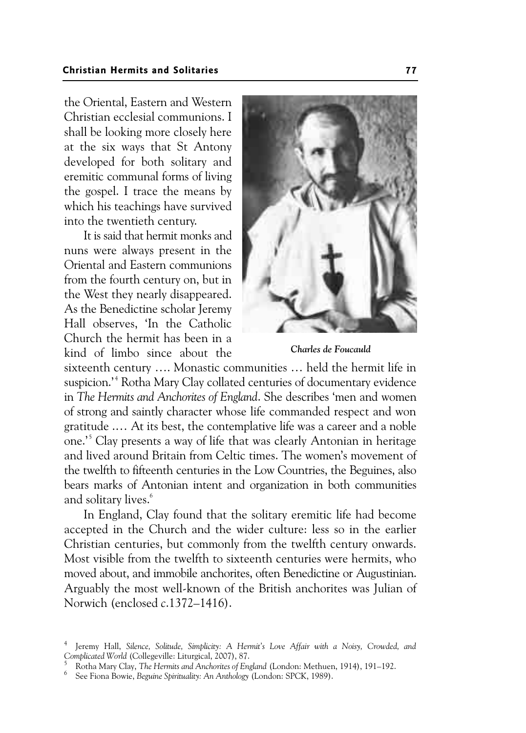the Oriental, Eastern and Western Christian ecclesial communions. I shall be looking more closely here at the six ways that St Antony developed for both solitary and eremitic communal forms of living the gospel. I trace the means by which his teachings have survived into the twentieth century.

It is said that hermit monks and nuns were always present in the Oriental and Eastern communions from the fourth century on, but in the West they nearly disappeared. As the Benedictine scholar Jeremy Hall observes, 'In the Catholic Church the hermit has been in a kind of limbo since about the sixteenth century …. Monastic communities … held the hermit life in suspicion.'[4] Rotha Mary Clay collated centuries of documentary evidence in *The Hermits and Anchorites of England*. She describes 'men and women of strong and saintly character whose life commanded respect and won gratitude …. At its best, the contemplative life was a career and a noble one.'[5] Clay presents a way of life that was clearly Antonian in heritage and lived around Britain from Celtic times. The women's movement of the twelfth to fifteenth centuries in the Low Countries, the Beguines, also bears marks of Antonian intent and organization in both communities and solitary lives.[6]

*Charles de Foucauld*

In England, Clay found that the solitary eremitic life had become accepted in the Church and the wider culture: less so in the earlier Christian centuries, but commonly from the twelfth century onwards. Most visible from the twelfth to sixteenth centuries were hermits, who moved about, and immobile anchorites, often Benedictine or Augustinian. Arguably the most well-known of the British anchorites was Julian of Norwich (enclosed *c*.1372–1416).

---

[4] Jeremy Hall, *Silence, Solitude, Simplicity: A Hermit's Love Affair with a Noisy, Crowded, and Complicated World* (Collegeville: Liturgical, 2007), 87.

[5] Rotha Mary Clay, *The Hermits and Anchorites of England* (London: Methuen, 1914), 191–192.

[6] See Fiona Bowie, *Beguine Spirituality: An Anthology* (London: SPCK, 1989).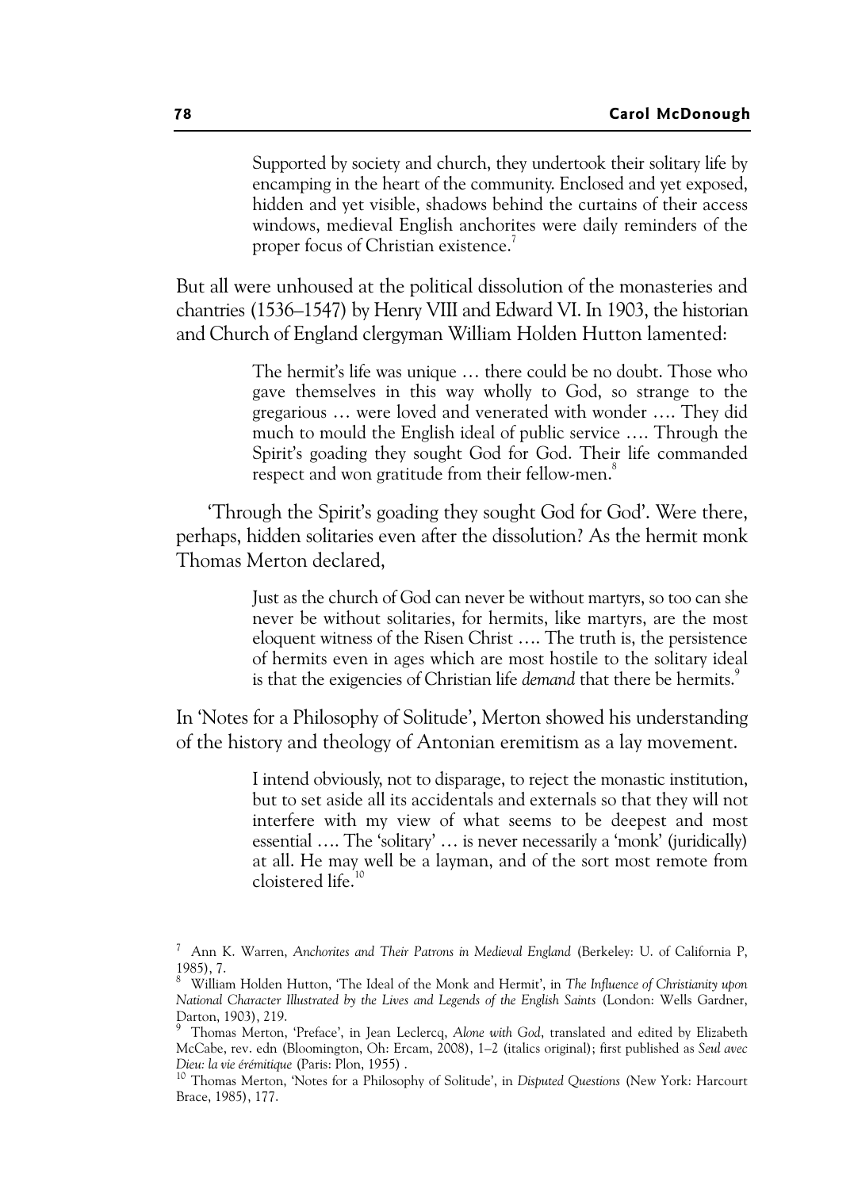> Supported by society and church, they undertook their solitary life by encamping in the heart of the community. Enclosed and yet exposed, hidden and yet visible, shadows behind the curtains of their access windows, medieval English anchorites were daily reminders of the proper focus of Christian existence.[7]

But all were unhoused at the political dissolution of the monasteries and chantries (1536–1547) by Henry VIII and Edward VI. In 1903, the historian and Church of England clergyman William Holden Hutton lamented:

> The hermit's life was unique … there could be no doubt. Those who gave themselves in this way wholly to God, so strange to the gregarious … were loved and venerated with wonder …. They did much to mould the English ideal of public service …. Through the Spirit's goading they sought God for God. Their life commanded respect and won gratitude from their fellow-men.[8]

'Through the Spirit's goading they sought God for God'. Were there, perhaps, hidden solitaries even after the dissolution? As the hermit monk Thomas Merton declared,

> Just as the church of God can never be without martyrs, so too can she never be without solitaries, for hermits, like martyrs, are the most eloquent witness of the Risen Christ …. The truth is, the persistence of hermits even in ages which are most hostile to the solitary ideal is that the exigencies of Christian life *demand* that there be hermits.[9]

In 'Notes for a Philosophy of Solitude', Merton showed his understanding of the history and theology of Antonian eremitism as a lay movement.

> I intend obviously, not to disparage, to reject the monastic institution, but to set aside all its accidentals and externals so that they will not interfere with my view of what seems to be deepest and most essential …. The 'solitary' … is never necessarily a 'monk' (juridically) at all. He may well be a layman, and of the sort most remote from cloistered life.[10]

---

[7] Ann K. Warren, *Anchorites and Their Patrons in Medieval England* (Berkeley: U. of California P, 1985), 7.

[8] William Holden Hutton, 'The Ideal of the Monk and Hermit', in *The Influence of Christianity upon National Character Illustrated by the Lives and Legends of the English Saints* (London: Wells Gardner, Darton, 1903), 219.

[9] Thomas Merton, 'Preface', in Jean Leclercq, *Alone with God*, translated and edited by Elizabeth McCabe, rev. edn (Bloomington, Oh: Ercam, 2008), 1–2 (italics original); first published as *Seul avec Dieu: la vie érémitique* (Paris: Plon, 1955) .

[10] Thomas Merton, 'Notes for a Philosophy of Solitude', in *Disputed Questions* (New York: Harcourt Brace, 1985), 177.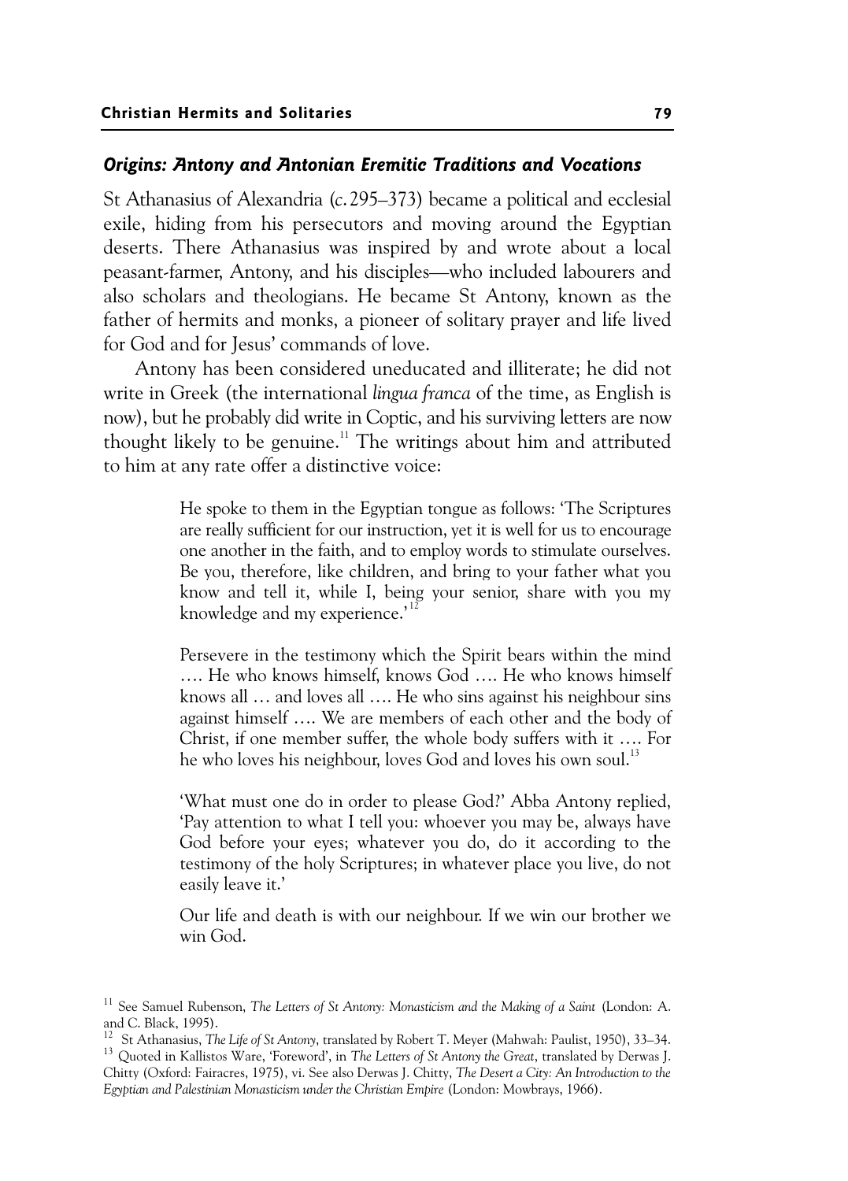### *Origins: Antony and Antonian Eremitic Traditions and Vocations*

St Athanasius of Alexandria (*c.* 295–373) became a political and ecclesial exile, hiding from his persecutors and moving around the Egyptian deserts. There Athanasius was inspired by and wrote about a local peasant-farmer, Antony, and his disciples—who included labourers and also scholars and theologians. He became St Antony, known as the father of hermits and monks, a pioneer of solitary prayer and life lived for God and for Jesus' commands of love.

Antony has been considered uneducated and illiterate; he did not write in Greek (the international *lingua franca* of the time, as English is now), but he probably did write in Coptic, and his surviving letters are now thought likely to be genuine.[11] The writings about him and attributed to him at any rate offer a distinctive voice:

> He spoke to them in the Egyptian tongue as follows: 'The Scriptures are really sufficient for our instruction, yet it is well for us to encourage one another in the faith, and to employ words to stimulate ourselves. Be you, therefore, like children, and bring to your father what you know and tell it, while I, being your senior, share with you my knowledge and my experience.'[12]
>
> Persevere in the testimony which the Spirit bears within the mind …. He who knows himself, knows God …. He who knows himself knows all … and loves all …. He who sins against his neighbour sins against himself …. We are members of each other and the body of Christ, if one member suffer, the whole body suffers with it …. For he who loves his neighbour, loves God and loves his own soul.[13]
>
> 'What must one do in order to please God?' Abba Antony replied, 'Pay attention to what I tell you: whoever you may be, always have God before your eyes; whatever you do, do it according to the testimony of the holy Scriptures; in whatever place you live, do not easily leave it.'
>
> Our life and death is with our neighbour. If we win our brother we win God.

---

[11] See Samuel Rubenson, *The Letters of St Antony: Monasticism and the Making of a Saint* (London: A. and C. Black, 1995).

[12] St Athanasius, *The Life of St Antony*, translated by Robert T. Meyer (Mahwah: Paulist, 1950), 33–34.

[13] Quoted in Kallistos Ware, 'Foreword', in *The Letters of St Antony the Great*, translated by Derwas J. Chitty (Oxford: Fairacres, 1975), vi. See also Derwas J. Chitty, *The Desert a City: An Introduction to the Egyptian and Palestinian Monasticism under the Christian Empire* (London: Mowbrays, 1966).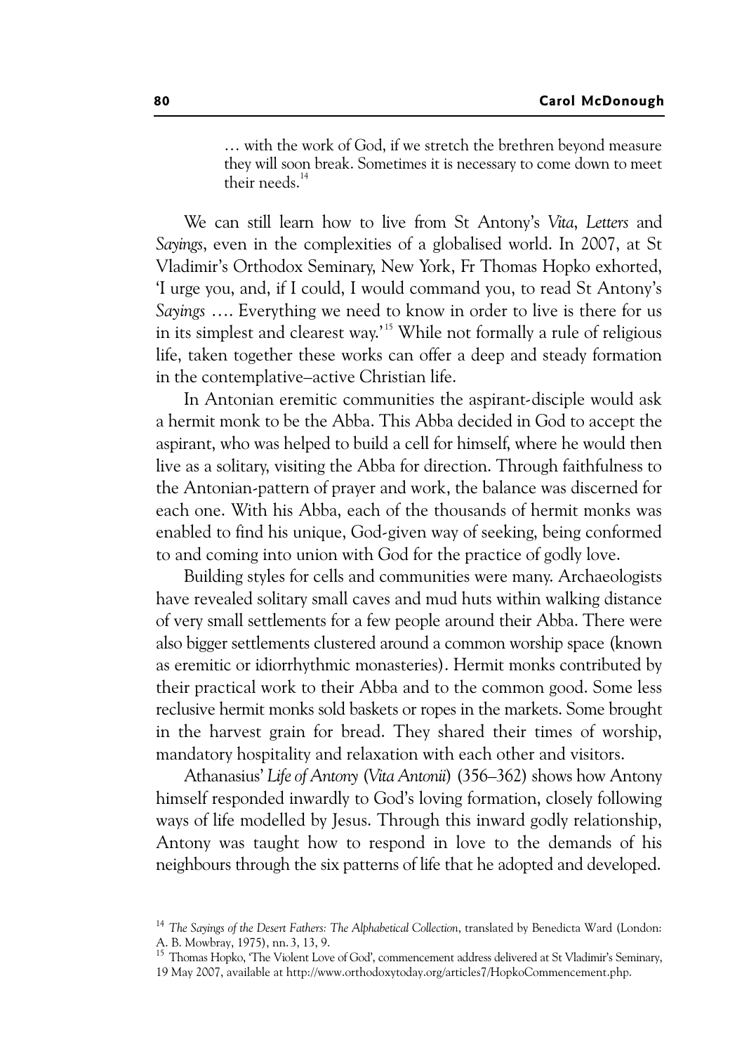> … with the work of God, if we stretch the brethren beyond measure they will soon break. Sometimes it is necessary to come down to meet their needs.[14]

We can still learn how to live from St Antony's *Vita*, *Letters* and *Sayings*, even in the complexities of a globalised world. In 2007, at St Vladimir's Orthodox Seminary, New York, Fr Thomas Hopko exhorted, 'I urge you, and, if I could, I would command you, to read St Antony's *Sayings* …. Everything we need to know in order to live is there for us in its simplest and clearest way.'[15] While not formally a rule of religious life, taken together these works can offer a deep and steady formation in the contemplative–active Christian life.

In Antonian eremitic communities the aspirant-disciple would ask a hermit monk to be the Abba. This Abba decided in God to accept the aspirant, who was helped to build a cell for himself, where he would then live as a solitary, visiting the Abba for direction. Through faithfulness to the Antonian-pattern of prayer and work, the balance was discerned for each one. With his Abba, each of the thousands of hermit monks was enabled to find his unique, God-given way of seeking, being conformed to and coming into union with God for the practice of godly love.

Building styles for cells and communities were many. Archaeologists have revealed solitary small caves and mud huts within walking distance of very small settlements for a few people around their Abba. There were also bigger settlements clustered around a common worship space (known as eremitic or idiorrhythmic monasteries). Hermit monks contributed by their practical work to their Abba and to the common good. Some less reclusive hermit monks sold baskets or ropes in the markets. Some brought in the harvest grain for bread. They shared their times of worship, mandatory hospitality and relaxation with each other and visitors.

Athanasius' *Life of Antony* (*Vita Antonii*) (356–362) shows how Antony himself responded inwardly to God's loving formation, closely following ways of life modelled by Jesus. Through this inward godly relationship, Antony was taught how to respond in love to the demands of his neighbours through the six patterns of life that he adopted and developed.

---

[14] *The Sayings of the Desert Fathers: The Alphabetical Collection*, translated by Benedicta Ward (London: A. B. Mowbray, 1975), nn. 3, 13, 9.

[15] Thomas Hopko, 'The Violent Love of God', commencement address delivered at St Vladimir's Seminary, 19 May 2007, available at http://www.orthodoxytoday.org/articles7/HopkoCommencement.php.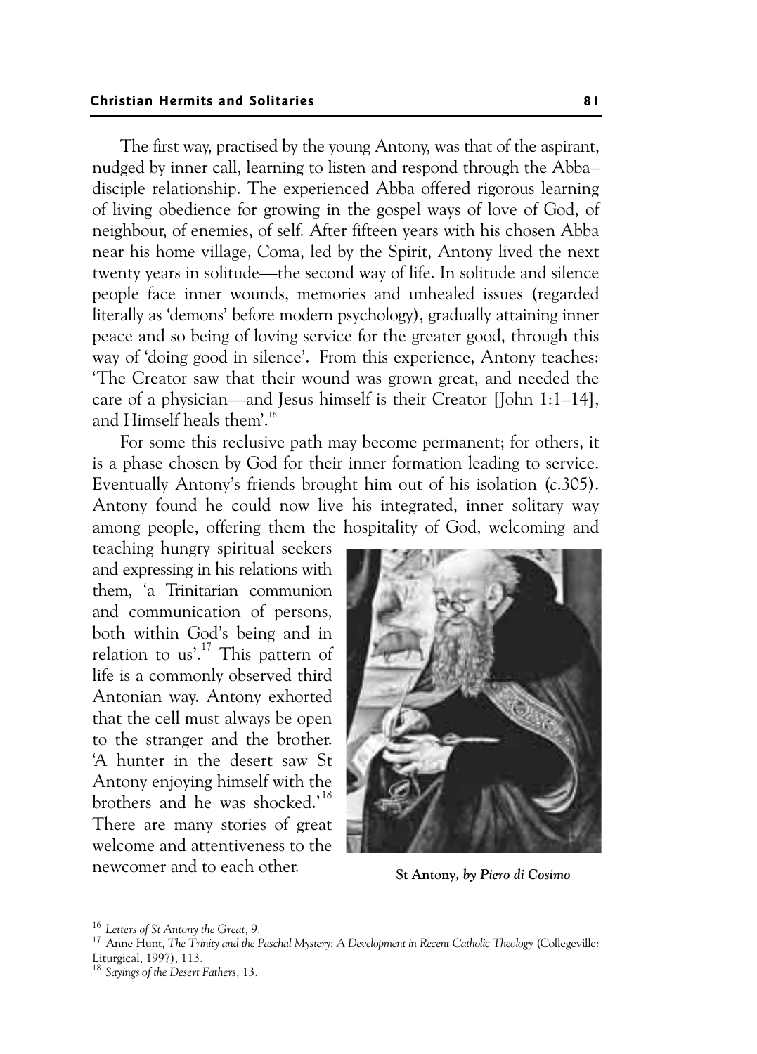The first way, practised by the young Antony, was that of the aspirant, nudged by inner call, learning to listen and respond through the Abba–disciple relationship. The experienced Abba offered rigorous learning of living obedience for growing in the gospel ways of love of God, of neighbour, of enemies, of self. After fifteen years with his chosen Abba near his home village, Coma, led by the Spirit, Antony lived the next twenty years in solitude—the second way of life. In solitude and silence people face inner wounds, memories and unhealed issues (regarded literally as 'demons' before modern psychology), gradually attaining inner peace and so being of loving service for the greater good, through this way of 'doing good in silence'. From this experience, Antony teaches: 'The Creator saw that their wound was grown great, and needed the care of a physician—and Jesus himself is their Creator [John 1:1–14], and Himself heals them'.[16]

For some this reclusive path may become permanent; for others, it is a phase chosen by God for their inner formation leading to service. Eventually Antony's friends brought him out of his isolation (*c*.305). Antony found he could now live his integrated, inner solitary way among people, offering them the hospitality of God, welcoming and teaching hungry spiritual seekers and expressing in his relations with them, 'a Trinitarian communion and communication of persons, both within God's being and in relation to us'.[17] This pattern of life is a commonly observed third Antonian way. Antony exhorted that the cell must always be open to the stranger and the brother. 'A hunter in the desert saw St Antony enjoying himself with the brothers and he was shocked.'[18] There are many stories of great welcome and attentiveness to the newcomer and to each other.

**St Antony,** ***by Piero di Cosimo***

[16] *Letters of St Antony the Great*, 9.

[17] Anne Hunt, *The Trinity and the Paschal Mystery: A Development in Recent Catholic Theology* (Collegeville: Liturgical, 1997), 113.

[18] *Sayings of the Desert Fathers*, 13.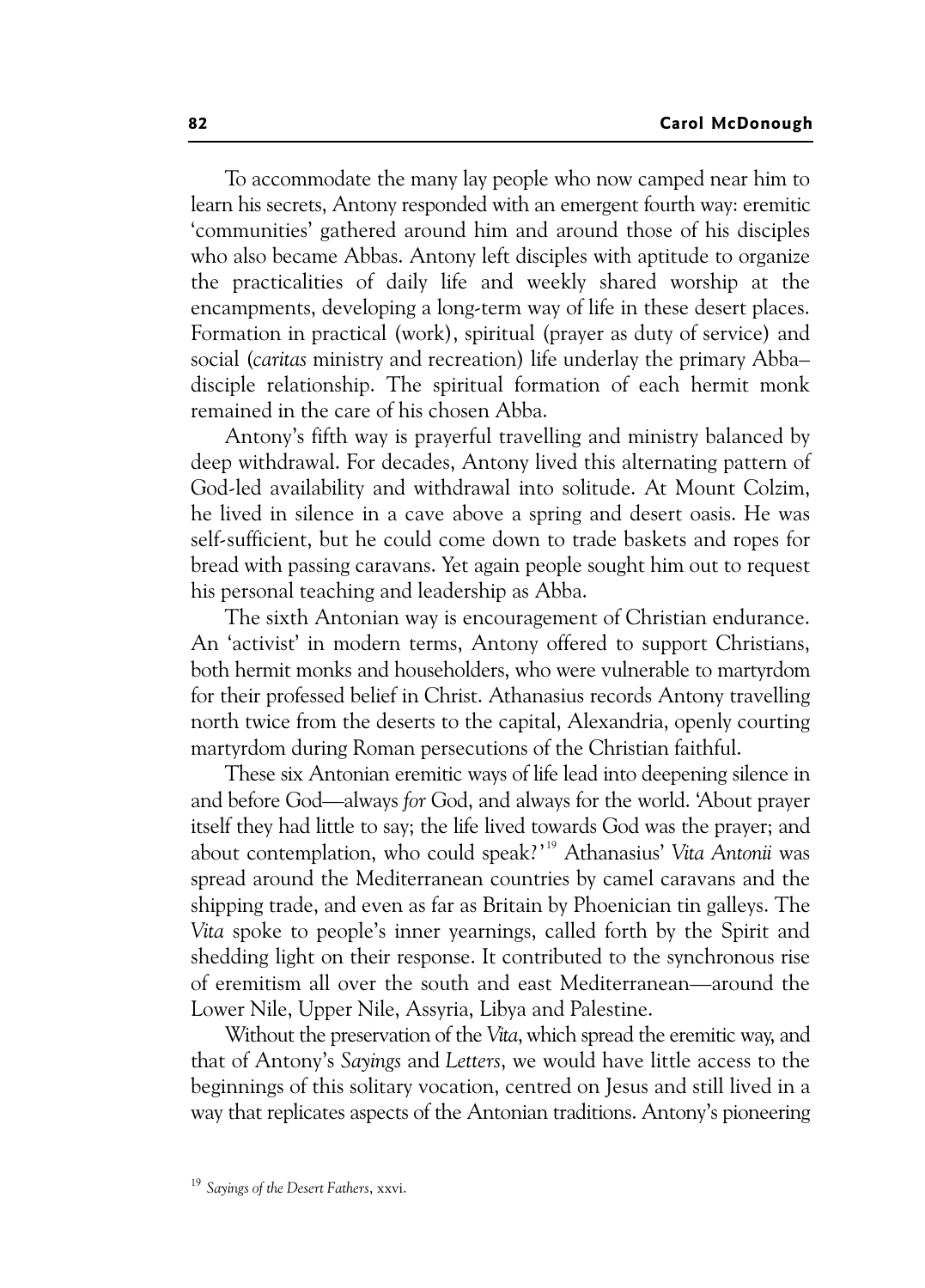To accommodate the many lay people who now camped near him to learn his secrets, Antony responded with an emergent fourth way: eremitic 'communities' gathered around him and around those of his disciples who also became Abbas. Antony left disciples with aptitude to organize the practicalities of daily life and weekly shared worship at the encampments, developing a long-term way of life in these desert places. Formation in practical (work), spiritual (prayer as duty of service) and social (*caritas* ministry and recreation) life underlay the primary Abba–disciple relationship. The spiritual formation of each hermit monk remained in the care of his chosen Abba.

Antony's fifth way is prayerful travelling and ministry balanced by deep withdrawal. For decades, Antony lived this alternating pattern of God-led availability and withdrawal into solitude. At Mount Colzim, he lived in silence in a cave above a spring and desert oasis. He was self-sufficient, but he could come down to trade baskets and ropes for bread with passing caravans. Yet again people sought him out to request his personal teaching and leadership as Abba.

The sixth Antonian way is encouragement of Christian endurance. An 'activist' in modern terms, Antony offered to support Christians, both hermit monks and householders, who were vulnerable to martyrdom for their professed belief in Christ. Athanasius records Antony travelling north twice from the deserts to the capital, Alexandria, openly courting martyrdom during Roman persecutions of the Christian faithful.

These six Antonian eremitic ways of life lead into deepening silence in and before God—always *for* God, and always for the world. 'About prayer itself they had little to say; the life lived towards God was the prayer; and about contemplation, who could speak?'[19] Athanasius' *Vita Antonii* was spread around the Mediterranean countries by camel caravans and the shipping trade, and even as far as Britain by Phoenician tin galleys. The *Vita* spoke to people's inner yearnings, called forth by the Spirit and shedding light on their response. It contributed to the synchronous rise of eremitism all over the south and east Mediterranean—around the Lower Nile, Upper Nile, Assyria, Libya and Palestine.

Without the preservation of the *Vita*, which spread the eremitic way, and that of Antony's *Sayings* and *Letters*, we would have little access to the beginnings of this solitary vocation, centred on Jesus and still lived in a way that replicates aspects of the Antonian traditions. Antony's pioneering

[19] *Sayings of the Desert Fathers*, xxvi.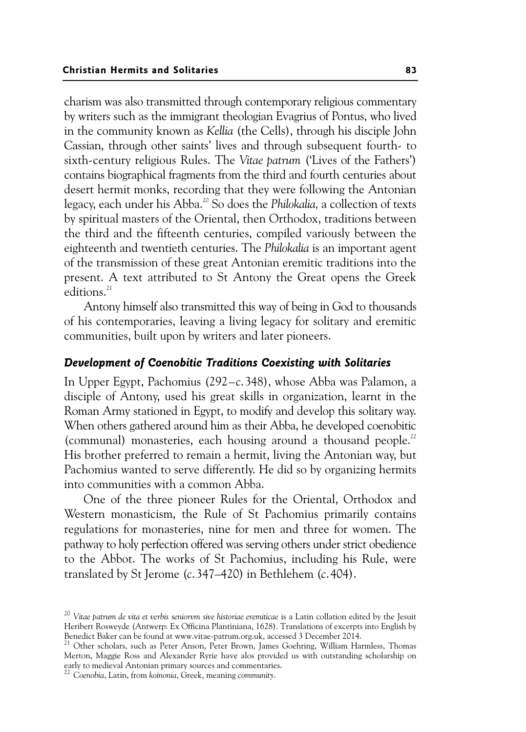charism was also transmitted through contemporary religious commentary by writers such as the immigrant theologian Evagrius of Pontus, who lived in the community known as *Kellia* (the Cells), through his disciple John Cassian, through other saints' lives and through subsequent fourth- to sixth-century religious Rules. The *Vitae patrum* ('Lives of the Fathers') contains biographical fragments from the third and fourth centuries about desert hermit monks, recording that they were following the Antonian legacy, each under his Abba.[20] So does the *Philokalia,* a collection of texts by spiritual masters of the Oriental, then Orthodox, traditions between the third and the fifteenth centuries, compiled variously between the eighteenth and twentieth centuries. The *Philokalia* is an important agent of the transmission of these great Antonian eremitic traditions into the present. A text attributed to St Antony the Great opens the Greek editions.[21]

Antony himself also transmitted this way of being in God to thousands of his contemporaries, leaving a living legacy for solitary and eremitic communities, built upon by writers and later pioneers.

### *Development of Coenobitic Traditions Coexisting with Solitaries*

In Upper Egypt, Pachomius (292–*c.*348), whose Abba was Palamon, a disciple of Antony, used his great skills in organization, learnt in the Roman Army stationed in Egypt, to modify and develop this solitary way. When others gathered around him as their Abba, he developed coenobitic (communal) monasteries, each housing around a thousand people.[22] His brother preferred to remain a hermit, living the Antonian way, but Pachomius wanted to serve differently. He did so by organizing hermits into communities with a common Abba.

One of the three pioneer Rules for the Oriental, Orthodox and Western monasticism, the Rule of St Pachomius primarily contains regulations for monasteries, nine for men and three for women. The pathway to holy perfection offered was serving others under strict obedience to the Abbot. The works of St Pachomius, including his Rule, were translated by St Jerome (*c.*347–420) in Bethlehem (*c.*404).

---

[20] *Vitae patrum de vita et verbis seniorvm sive historiae eremiticae* is a Latin collation edited by the Jesuit Heribert Rosweyde (Antwerp: Ex Officina Plantiniana, 1628). Translations of excerpts into English by Benedict Baker can be found at www.vitae-patrum.org.uk, accessed 3 December 2014.

[21] Other scholars, such as Peter Anson, Peter Brown, James Goehring, William Harmless, Thomas Merton, Maggie Ross and Alexander Ryrie have alos provided us with outstanding scholarship on early to medieval Antonian primary sources and commentaries.

[22] *Coenobia*, Latin, from *koinonia*, Greek, meaning *community*.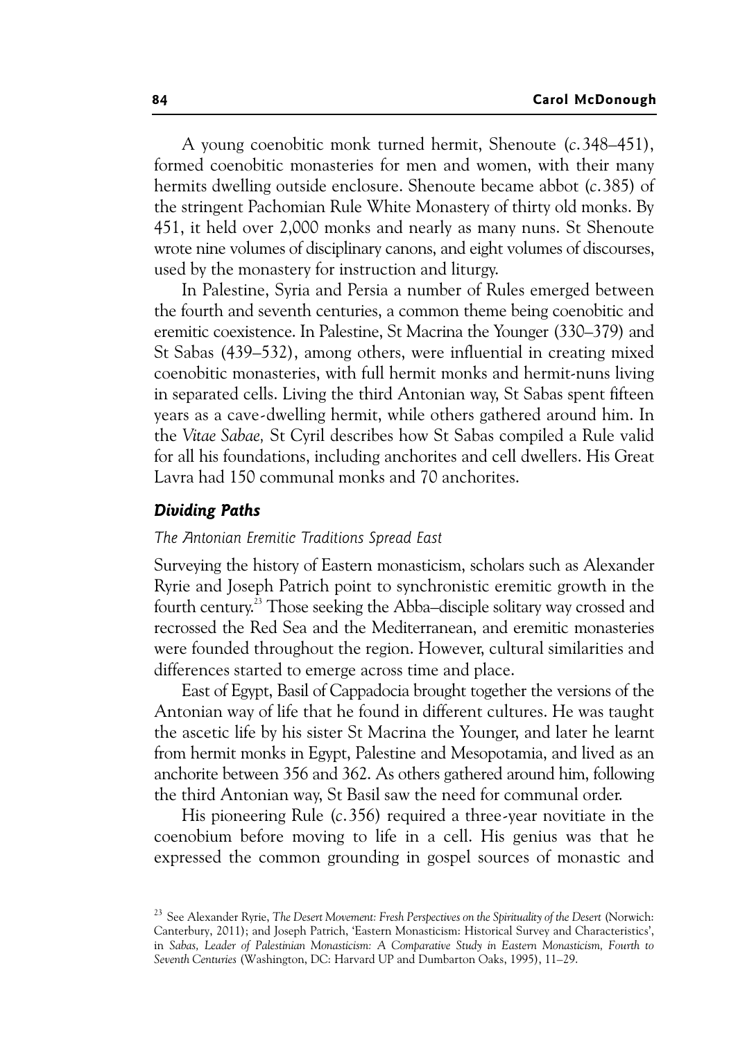A young coenobitic monk turned hermit, Shenoute (*c.*348–451), formed coenobitic monasteries for men and women, with their many hermits dwelling outside enclosure. Shenoute became abbot (*c.*385) of the stringent Pachomian Rule White Monastery of thirty old monks. By 451, it held over 2,000 monks and nearly as many nuns. St Shenoute wrote nine volumes of disciplinary canons, and eight volumes of discourses, used by the monastery for instruction and liturgy.

In Palestine, Syria and Persia a number of Rules emerged between the fourth and seventh centuries, a common theme being coenobitic and eremitic coexistence. In Palestine, St Macrina the Younger (330–379) and St Sabas (439–532), among others, were influential in creating mixed coenobitic monasteries, with full hermit monks and hermit-nuns living in separated cells. Living the third Antonian way, St Sabas spent fifteen years as a cave-dwelling hermit, while others gathered around him. In the *Vitae Sabae,* St Cyril describes how St Sabas compiled a Rule valid for all his foundations, including anchorites and cell dwellers. His Great Lavra had 150 communal monks and 70 anchorites.

## *Dividing Paths*

### *The Antonian Eremitic Traditions Spread East*

Surveying the history of Eastern monasticism, scholars such as Alexander Ryrie and Joseph Patrich point to synchronistic eremitic growth in the fourth century.[23] Those seeking the Abba–disciple solitary way crossed and recrossed the Red Sea and the Mediterranean, and eremitic monasteries were founded throughout the region. However, cultural similarities and differences started to emerge across time and place.

East of Egypt, Basil of Cappadocia brought together the versions of the Antonian way of life that he found in different cultures. He was taught the ascetic life by his sister St Macrina the Younger, and later he learnt from hermit monks in Egypt, Palestine and Mesopotamia, and lived as an anchorite between 356 and 362. As others gathered around him, following the third Antonian way, St Basil saw the need for communal order.

His pioneering Rule (*c.*356) required a three-year novitiate in the coenobium before moving to life in a cell. His genius was that he expressed the common grounding in gospel sources of monastic and

[23] See Alexander Ryrie, *The Desert Movement: Fresh Perspectives on the Spirituality of the Desert* (Norwich: Canterbury, 2011); and Joseph Patrich, 'Eastern Monasticism: Historical Survey and Characteristics', in *Sabas, Leader of Palestinian Monasticism: A Comparative Study in Eastern Monasticism, Fourth to Seventh Centuries* (Washington, DC: Harvard UP and Dumbarton Oaks, 1995), 11–29.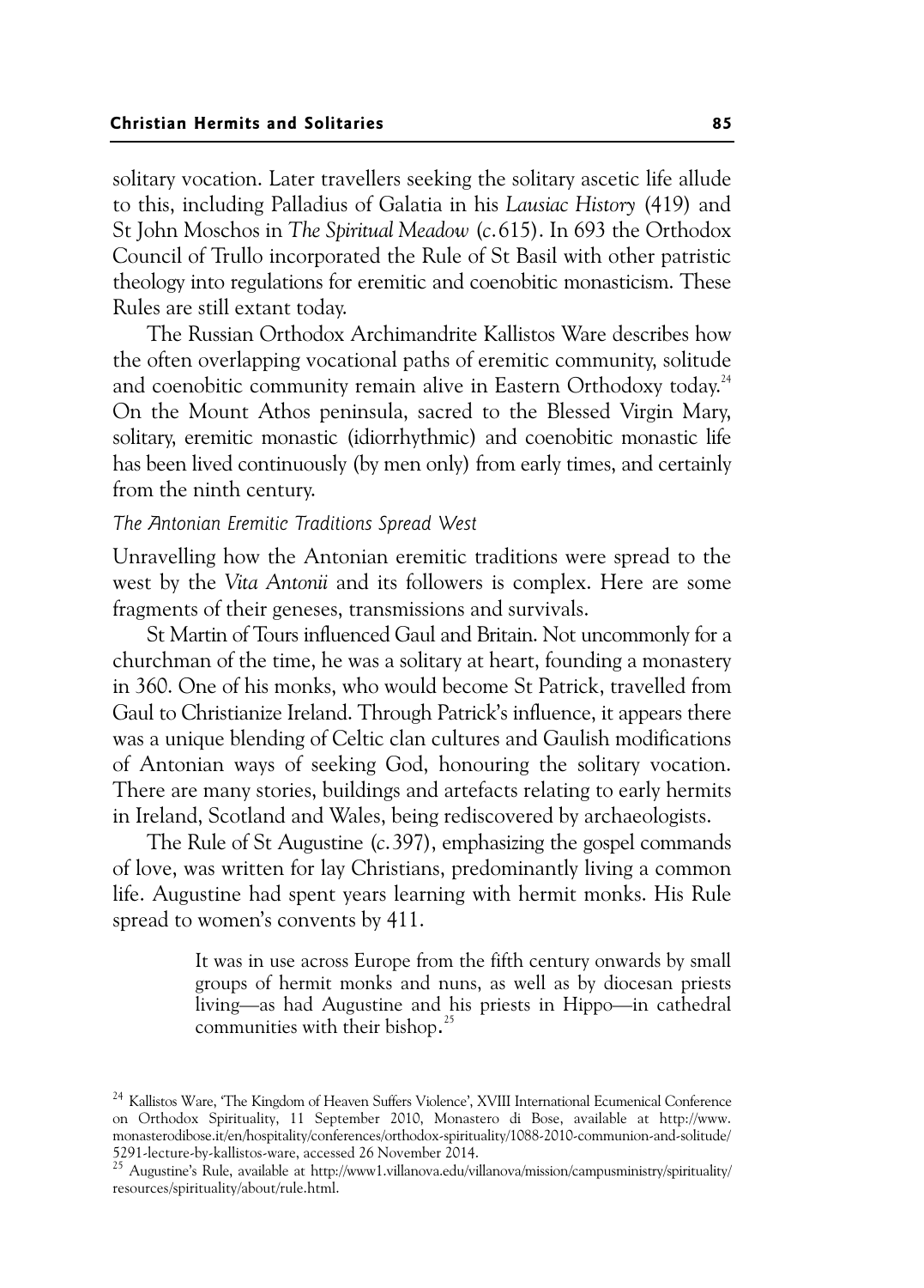solitary vocation. Later travellers seeking the solitary ascetic life allude to this, including Palladius of Galatia in his *Lausiac History* (419) and St John Moschos in *The Spiritual Meadow* (*c.*615). In 693 the Orthodox Council of Trullo incorporated the Rule of St Basil with other patristic theology into regulations for eremitic and coenobitic monasticism. These Rules are still extant today.

The Russian Orthodox Archimandrite Kallistos Ware describes how the often overlapping vocational paths of eremitic community, solitude and coenobitic community remain alive in Eastern Orthodoxy today.[24] On the Mount Athos peninsula, sacred to the Blessed Virgin Mary, solitary, eremitic monastic (idiorrhythmic) and coenobitic monastic life has been lived continuously (by men only) from early times, and certainly from the ninth century.

### *The Antonian Eremitic Traditions Spread West*

Unravelling how the Antonian eremitic traditions were spread to the west by the *Vita Antonii* and its followers is complex. Here are some fragments of their geneses, transmissions and survivals.

St Martin of Tours influenced Gaul and Britain. Not uncommonly for a churchman of the time, he was a solitary at heart, founding a monastery in 360. One of his monks, who would become St Patrick, travelled from Gaul to Christianize Ireland. Through Patrick's influence, it appears there was a unique blending of Celtic clan cultures and Gaulish modifications of Antonian ways of seeking God, honouring the solitary vocation. There are many stories, buildings and artefacts relating to early hermits in Ireland, Scotland and Wales, being rediscovered by archaeologists.

The Rule of St Augustine (*c.*397), emphasizing the gospel commands of love, was written for lay Christians, predominantly living a common life. Augustine had spent years learning with hermit monks. His Rule spread to women's convents by 411.

> It was in use across Europe from the fifth century onwards by small groups of hermit monks and nuns, as well as by diocesan priests living—as had Augustine and his priests in Hippo—in cathedral communities with their bishop.[25]

---

[24] Kallistos Ware, 'The Kingdom of Heaven Suffers Violence', XVIII International Ecumenical Conference on Orthodox Spirituality, 11 September 2010, Monastero di Bose, available at http://www.monasterodibose.it/en/hospitality/conferences/orthodox-spirituality/1088-2010-communion-and-solitude/5291-lecture-by-kallistos-ware, accessed 26 November 2014.

[25] Augustine's Rule, available at http://www1.villanova.edu/villanova/mission/campusministry/spirituality/resources/spirituality/about/rule.html.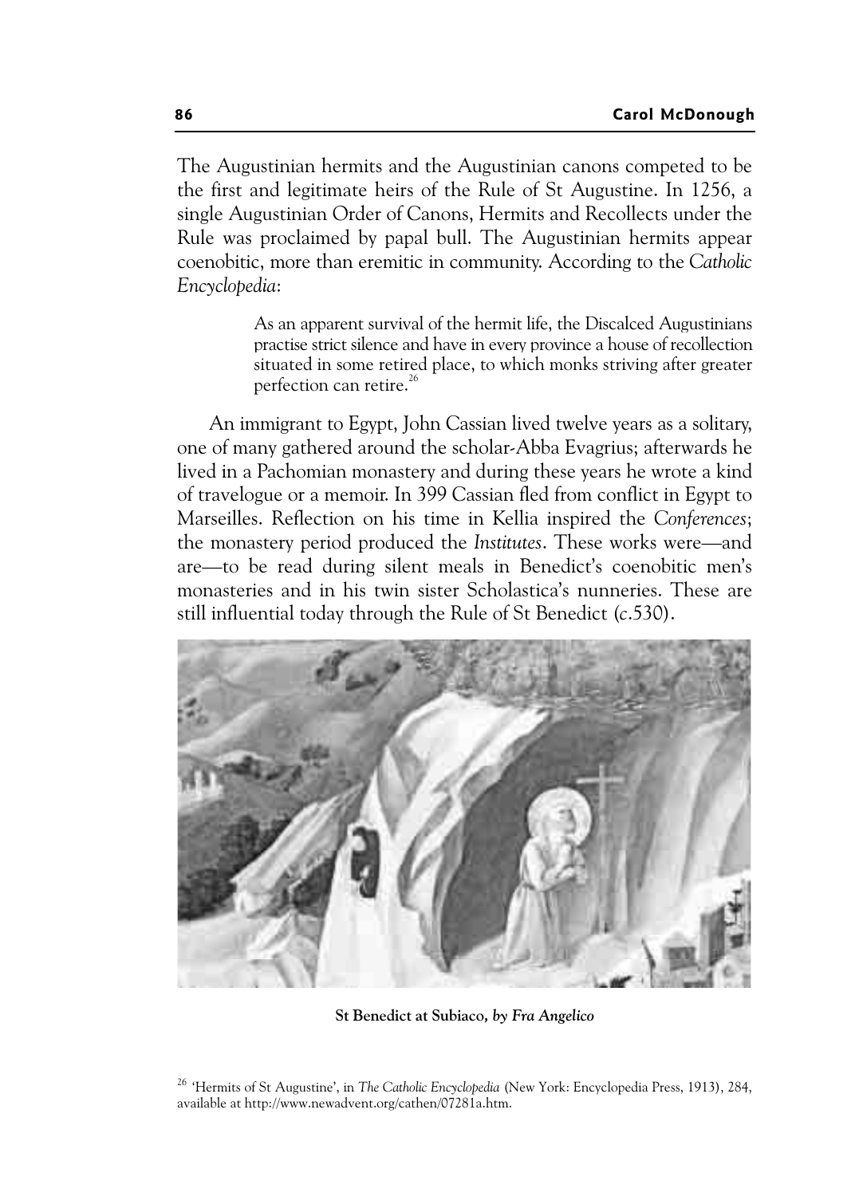The Augustinian hermits and the Augustinian canons competed to be the first and legitimate heirs of the Rule of St Augustine. In 1256, a single Augustinian Order of Canons, Hermits and Recollects under the Rule was proclaimed by papal bull. The Augustinian hermits appear coenobitic, more than eremitic in community. According to the *Catholic Encyclopedia*:

> As an apparent survival of the hermit life, the Discalced Augustinians practise strict silence and have in every province a house of recollection situated in some retired place, to which monks striving after greater perfection can retire.[26]

An immigrant to Egypt, John Cassian lived twelve years as a solitary, one of many gathered around the scholar-Abba Evagrius; afterwards he lived in a Pachomian monastery and during these years he wrote a kind of travelogue or a memoir. In 399 Cassian fled from conflict in Egypt to Marseilles. Reflection on his time in Kellia inspired the *Conferences*; the monastery period produced the *Institutes*. These works were—and are—to be read during silent meals in Benedict's coenobitic men's monasteries and in his twin sister Scholastica's nunneries. These are still influential today through the Rule of St Benedict (*c*.530).

**St Benedict at Subiaco,** ***by Fra Angelico***

[26] 'Hermits of St Augustine', in *The Catholic Encyclopedia* (New York: Encyclopedia Press, 1913), 284, available at http://www.newadvent.org/cathen/07281a.htm.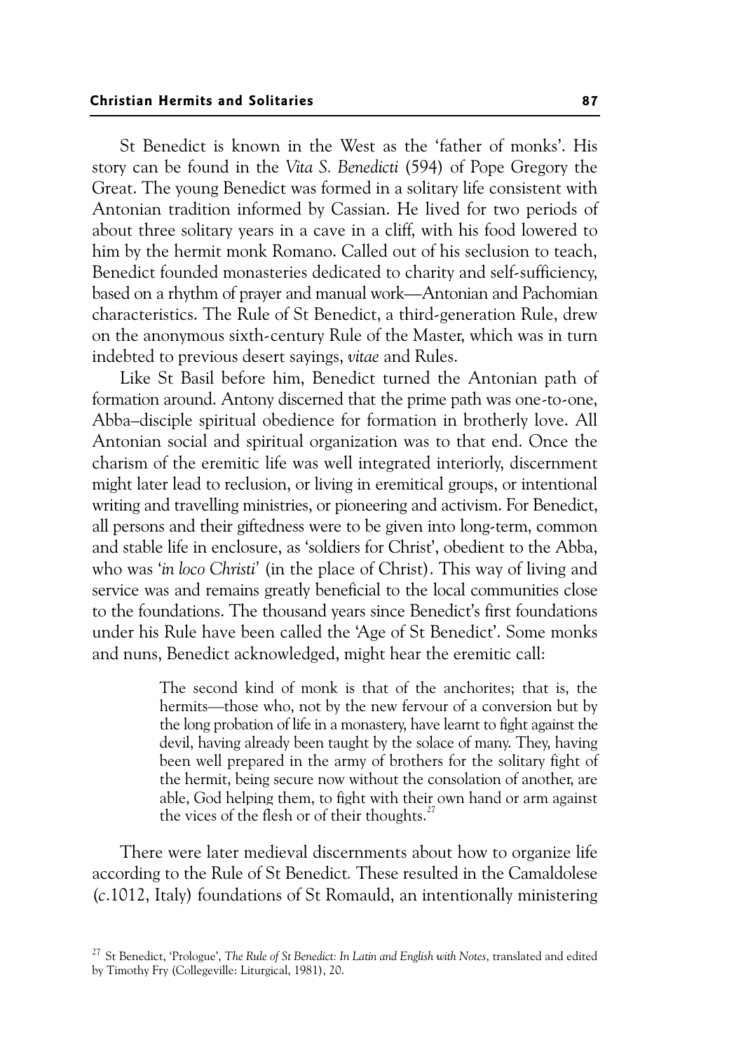St Benedict is known in the West as the 'father of monks'. His story can be found in the *Vita S. Benedicti* (594) of Pope Gregory the Great. The young Benedict was formed in a solitary life consistent with Antonian tradition informed by Cassian. He lived for two periods of about three solitary years in a cave in a cliff, with his food lowered to him by the hermit monk Romano. Called out of his seclusion to teach, Benedict founded monasteries dedicated to charity and self-sufficiency, based on a rhythm of prayer and manual work—Antonian and Pachomian characteristics. The Rule of St Benedict, a third-generation Rule, drew on the anonymous sixth-century Rule of the Master, which was in turn indebted to previous desert sayings, *vitae* and Rules.

Like St Basil before him, Benedict turned the Antonian path of formation around. Antony discerned that the prime path was one-to-one, Abba–disciple spiritual obedience for formation in brotherly love. All Antonian social and spiritual organization was to that end. Once the charism of the eremitic life was well integrated interiorly, discernment might later lead to reclusion, or living in eremitical groups, or intentional writing and travelling ministries, or pioneering and activism. For Benedict, all persons and their giftedness were to be given into long-term, common and stable life in enclosure, as 'soldiers for Christ', obedient to the Abba, who was '*in loco Christi*' (in the place of Christ). This way of living and service was and remains greatly beneficial to the local communities close to the foundations. The thousand years since Benedict's first foundations under his Rule have been called the 'Age of St Benedict'. Some monks and nuns, Benedict acknowledged, might hear the eremitic call:

> The second kind of monk is that of the anchorites; that is, the hermits—those who, not by the new fervour of a conversion but by the long probation of life in a monastery, have learnt to fight against the devil, having already been taught by the solace of many. They, having been well prepared in the army of brothers for the solitary fight of the hermit, being secure now without the consolation of another, are able, God helping them, to fight with their own hand or arm against the vices of the flesh or of their thoughts.[27]

There were later medieval discernments about how to organize life according to the Rule of St Benedict. These resulted in the Camaldolese (*c*.1012, Italy) foundations of St Romauld, an intentionally ministering

[27] St Benedict, 'Prologue', *The Rule of St Benedict: In Latin and English with Notes*, translated and edited by Timothy Fry (Collegeville: Liturgical, 1981), 20.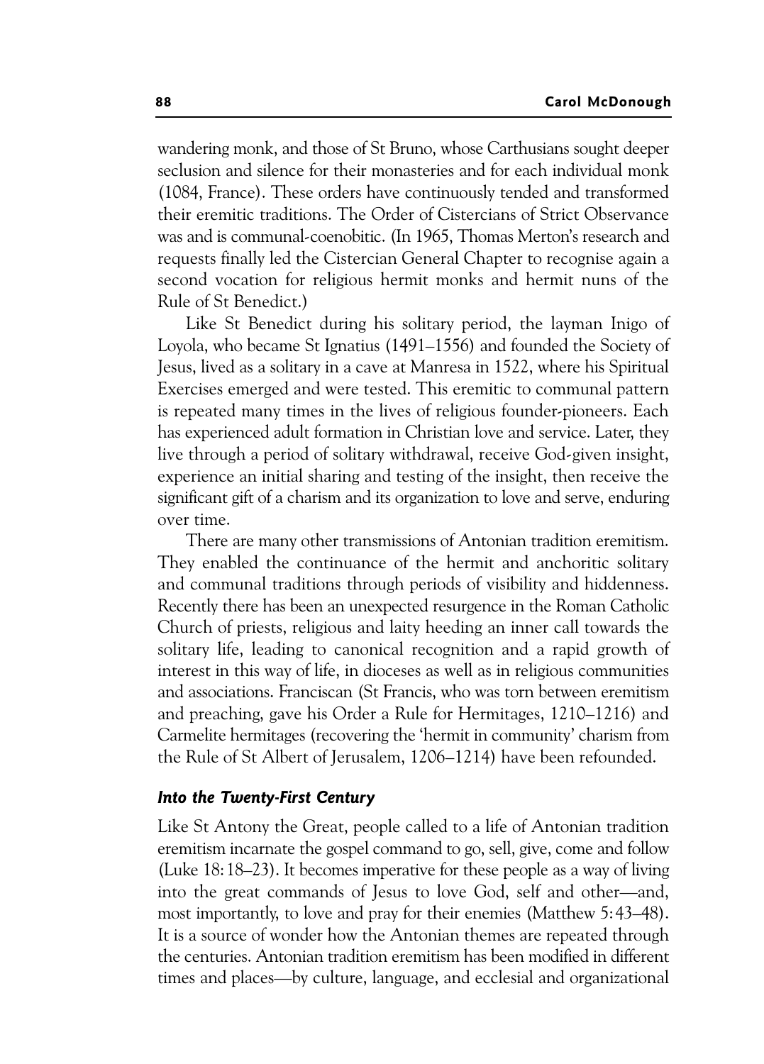wandering monk, and those of St Bruno, whose Carthusians sought deeper seclusion and silence for their monasteries and for each individual monk (1084, France). These orders have continuously tended and transformed their eremitic traditions. The Order of Cistercians of Strict Observance was and is communal-coenobitic. (In 1965, Thomas Merton's research and requests finally led the Cistercian General Chapter to recognise again a second vocation for religious hermit monks and hermit nuns of the Rule of St Benedict.)

Like St Benedict during his solitary period, the layman Inigo of Loyola, who became St Ignatius (1491–1556) and founded the Society of Jesus, lived as a solitary in a cave at Manresa in 1522, where his Spiritual Exercises emerged and were tested. This eremitic to communal pattern is repeated many times in the lives of religious founder-pioneers. Each has experienced adult formation in Christian love and service. Later, they live through a period of solitary withdrawal, receive God-given insight, experience an initial sharing and testing of the insight, then receive the significant gift of a charism and its organization to love and serve, enduring over time.

There are many other transmissions of Antonian tradition eremitism. They enabled the continuance of the hermit and anchoritic solitary and communal traditions through periods of visibility and hiddenness. Recently there has been an unexpected resurgence in the Roman Catholic Church of priests, religious and laity heeding an inner call towards the solitary life, leading to canonical recognition and a rapid growth of interest in this way of life, in dioceses as well as in religious communities and associations. Franciscan (St Francis, who was torn between eremitism and preaching, gave his Order a Rule for Hermitages, 1210–1216) and Carmelite hermitages (recovering the 'hermit in community' charism from the Rule of St Albert of Jerusalem, 1206–1214) have been refounded.

### *Into the Twenty-First Century*

Like St Antony the Great, people called to a life of Antonian tradition eremitism incarnate the gospel command to go, sell, give, come and follow (Luke 18: 18–23). It becomes imperative for these people as a way of living into the great commands of Jesus to love God, self and other—and, most importantly, to love and pray for their enemies (Matthew 5: 43–48). It is a source of wonder how the Antonian themes are repeated through the centuries. Antonian tradition eremitism has been modified in different times and places—by culture, language, and ecclesial and organizational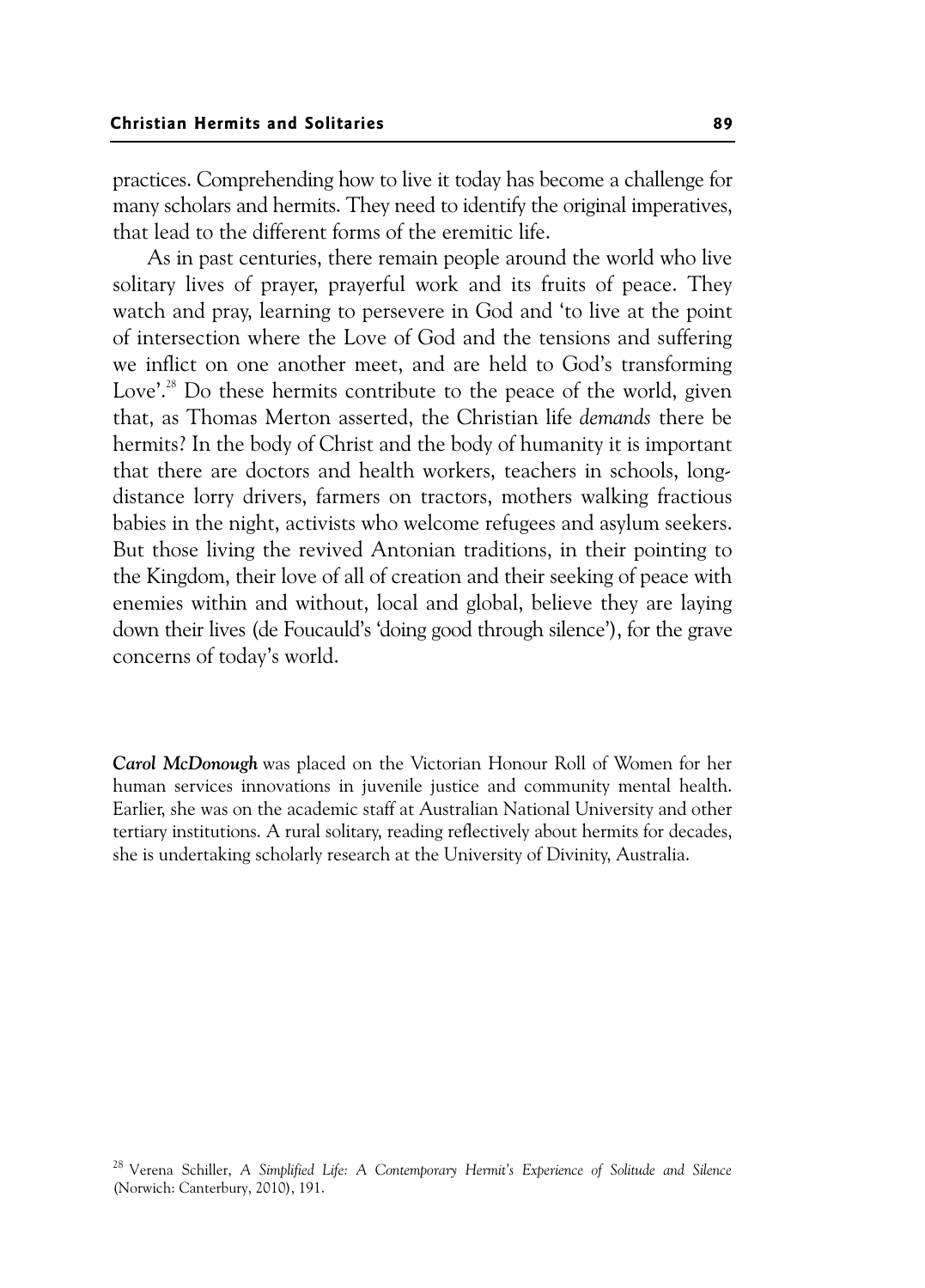practices. Comprehending how to live it today has become a challenge for many scholars and hermits. They need to identify the original imperatives, that lead to the different forms of the eremitic life.

As in past centuries, there remain people around the world who live solitary lives of prayer, prayerful work and its fruits of peace. They watch and pray, learning to persevere in God and 'to live at the point of intersection where the Love of God and the tensions and suffering we inflict on one another meet, and are held to God's transforming Love'.[28] Do these hermits contribute to the peace of the world, given that, as Thomas Merton asserted, the Christian life *demands* there be hermits? In the body of Christ and the body of humanity it is important that there are doctors and health workers, teachers in schools, long-distance lorry drivers, farmers on tractors, mothers walking fractious babies in the night, activists who welcome refugees and asylum seekers. But those living the revived Antonian traditions, in their pointing to the Kingdom, their love of all of creation and their seeking of peace with enemies within and without, local and global, believe they are laying down their lives (de Foucauld's 'doing good through silence'), for the grave concerns of today's world.

***Carol McDonough*** was placed on the Victorian Honour Roll of Women for her human services innovations in juvenile justice and community mental health. Earlier, she was on the academic staff at Australian National University and other tertiary institutions. A rural solitary, reading reflectively about hermits for decades, she is undertaking scholarly research at the University of Divinity, Australia.

[28] Verena Schiller, *A Simplified Life: A Contemporary Hermit's Experience of Solitude and Silence* (Norwich: Canterbury, 2010), 191.